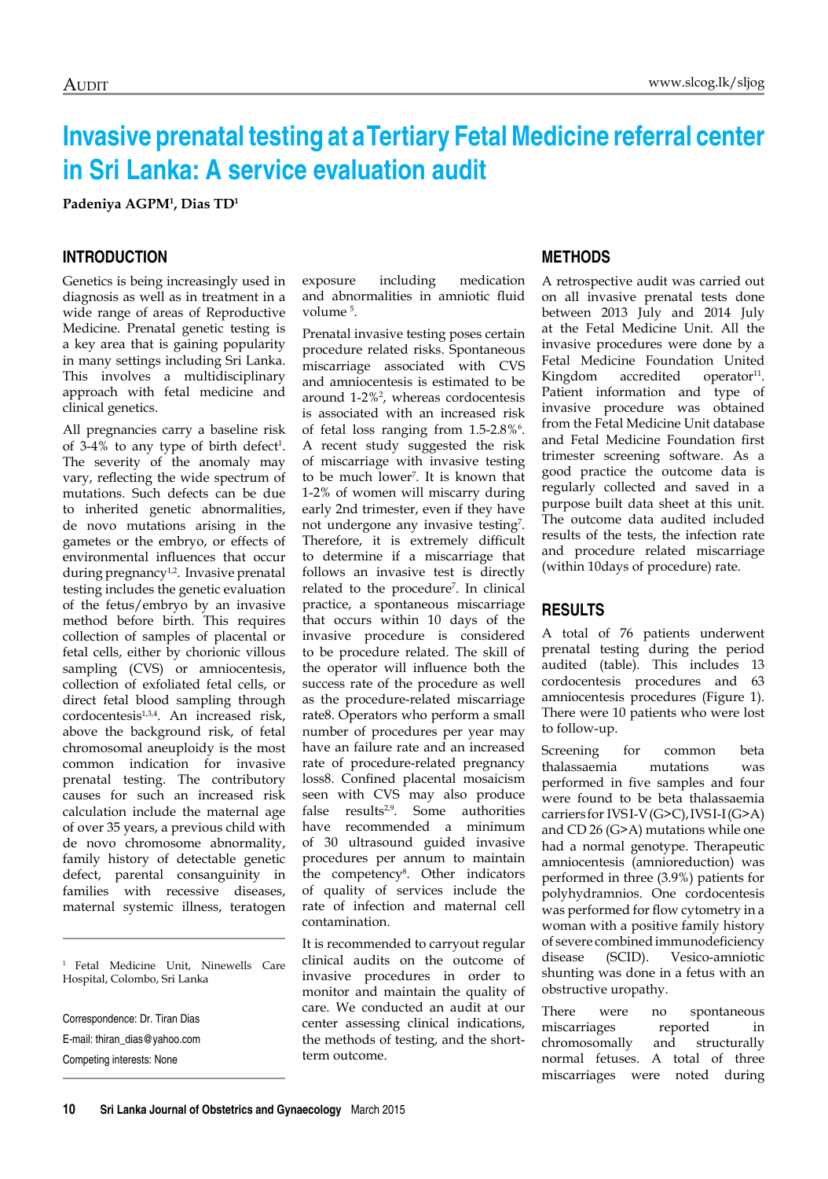# Invasive prenatal testing at a Tertiary Fetal Medicine referral center in Sri Lanka: A service evaluation audit

**Padeniya AGPM[1], Dias TD[1]**

## INTRODUCTION

Genetics is being increasingly used in diagnosis as well as in treatment in a wide range of areas of Reproductive Medicine. Prenatal genetic testing is a key area that is gaining popularity in many settings including Sri Lanka. This involves a multidisciplinary approach with fetal medicine and clinical genetics.

All pregnancies carry a baseline risk of 3-4% to any type of birth defect[1]. The severity of the anomaly may vary, reflecting the wide spectrum of mutations. Such defects can be due to inherited genetic abnormalities, de novo mutations arising in the gametes or the embryo, or effects of environmental influences that occur during pregnancy[1,2]. Invasive prenatal testing includes the genetic evaluation of the fetus/embryo by an invasive method before birth. This requires collection of samples of placental or fetal cells, either by chorionic villous sampling (CVS) or amniocentesis, collection of exfoliated fetal cells, or direct fetal blood sampling through cordocentesis[1,3,4]. An increased risk, above the background risk, of fetal chromosomal aneuploidy is the most common indication for invasive prenatal testing. The contributory causes for such an increased risk calculation include the maternal age of over 35 years, a previous child with de novo chromosome abnormality, family history of detectable genetic defect, parental consanguinity in families with recessive diseases, maternal systemic illness, teratogen exposure including medication and abnormalities in amniotic fluid volume [5].

Prenatal invasive testing poses certain procedure related risks. Spontaneous miscarriage associated with CVS and amniocentesis is estimated to be around 1-2%[2], whereas cordocentesis is associated with an increased risk of fetal loss ranging from 1.5-2.8%[6]. A recent study suggested the risk of miscarriage with invasive testing to be much lower[7]. It is known that 1-2% of women will miscarry during early 2nd trimester, even if they have not undergone any invasive testing[7]. Therefore, it is extremely difficult to determine if a miscarriage that follows an invasive test is directly related to the procedure[7]. In clinical practice, a spontaneous miscarriage that occurs within 10 days of the invasive procedure is considered to be procedure related. The skill of the operator will influence both the success rate of the procedure as well as the procedure-related miscarriage rate8. Operators who perform a small number of procedures per year may have an failure rate and an increased rate of procedure-related pregnancy loss8. Confined placental mosaicism seen with CVS may also produce false results[2,9]. Some authorities have recommended a minimum of 30 ultrasound guided invasive procedures per annum to maintain the competency[8]. Other indicators of quality of services include the rate of infection and maternal cell contamination.

It is recommended to carryout regular clinical audits on the outcome of invasive procedures in order to monitor and maintain the quality of care. We conducted an audit at our center assessing clinical indications, the methods of testing, and the short-term outcome.

## METHODS

A retrospective audit was carried out on all invasive prenatal tests done between 2013 July and 2014 July at the Fetal Medicine Unit. All the invasive procedures were done by a Fetal Medicine Foundation United Kingdom accredited operator[11]. Patient information and type of invasive procedure was obtained from the Fetal Medicine Unit database and Fetal Medicine Foundation first trimester screening software. As a good practice the outcome data is regularly collected and saved in a purpose built data sheet at this unit. The outcome data audited included results of the tests, the infection rate and procedure related miscarriage (within 10days of procedure) rate.

## RESULTS

A total of 76 patients underwent prenatal testing during the period audited (table). This includes 13 cordocentesis procedures and 63 amniocentesis procedures (Figure 1). There were 10 patients who were lost to follow-up.

Screening for common beta thalassaemia mutations was performed in five samples and four were found to be beta thalassaemia carriers for IVSI-V (G>C), IVSI-I (G>A) and CD 26 (G>A) mutations while one had a normal genotype. Therapeutic amniocentesis (amnioreduction) was performed in three (3.9%) patients for polyhydramnios. One cordocentesis was performed for flow cytometry in a woman with a positive family history of severe combined immunodeficiency disease (SCID). Vesico-amniotic shunting was done in a fetus with an obstructive uropathy.

There were no spontaneous miscarriages reported in chromosomally and structurally normal fetuses. A total of three miscarriages were noted during

---

[1] Fetal Medicine Unit, Ninewells Care Hospital, Colombo, Sri Lanka

Correspondence: Dr. Tiran Dias
E-mail: thiran_dias@yahoo.com
Competing interests: None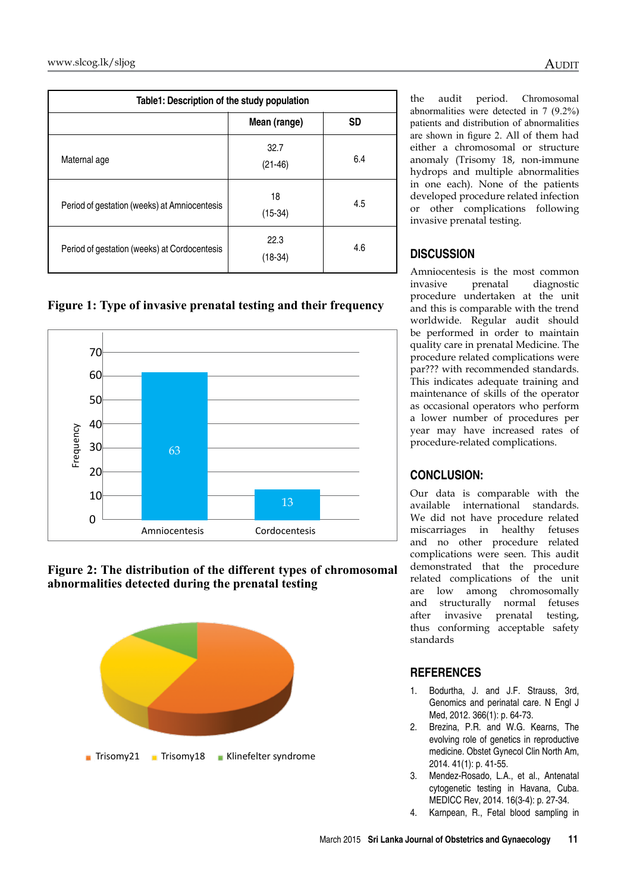| Table1: Description of the study population | | |
|---|---|---|
| | Mean (range) | SD |
| Maternal age | 32.7 (21-46) | 6.4 |
| Period of gestation (weeks) at Amniocentesis | 18 (15-34) | 4.5 |
| Period of gestation (weeks) at Cordocentesis | 22.3 (18-34) | 4.6 |

**Figure 1: Type of invasive prenatal testing and their frequency**

| | Frequency |
|---|---|
| Amniocentesis | 63 |
| Cordocentesis | 13 |

**Figure 2: The distribution of the different types of chromosomal abnormalities detected during the prenatal testing**

Trisomy21 Trisomy18 Klinefelter syndrome

the audit period. Chromosomal abnormalities were detected in 7 (9.2%) patients and distribution of abnormalities are shown in figure 2. All of them had either a chromosomal or structure anomaly (Trisomy 18, non-immune hydrops and multiple abnormalities in one each). None of the patients developed procedure related infection or other complications following invasive prenatal testing.

## DISCUSSION

Amniocentesis is the most common invasive prenatal diagnostic procedure undertaken at the unit and this is comparable with the trend worldwide. Regular audit should be performed in order to maintain quality care in prenatal Medicine. The procedure related complications were par??? with recommended standards. This indicates adequate training and maintenance of skills of the operator as occasional operators who perform a lower number of procedures per year may have increased rates of procedure-related complications.

## CONCLUSION:

Our data is comparable with the available international standards. We did not have procedure related miscarriages in healthy fetuses and no other procedure related complications were seen. This audit demonstrated that the procedure related complications of the unit are low among chromosomally and structurally normal fetuses after invasive prenatal testing, thus conforming acceptable safety standards

## REFERENCES

1. Bodurtha, J. and J.F. Strauss, 3rd, Genomics and perinatal care. N Engl J Med, 2012. 366(1): p. 64-73.
2. Brezina, P.R. and W.G. Kearns, The evolving role of genetics in reproductive medicine. Obstet Gynecol Clin North Am, 2014. 41(1): p. 41-55.
3. Mendez-Rosado, L.A., et al., Antenatal cytogenetic testing in Havana, Cuba. MEDICC Rev, 2014. 16(3-4): p. 27-34.
4. Karnpean, R., Fetal blood sampling in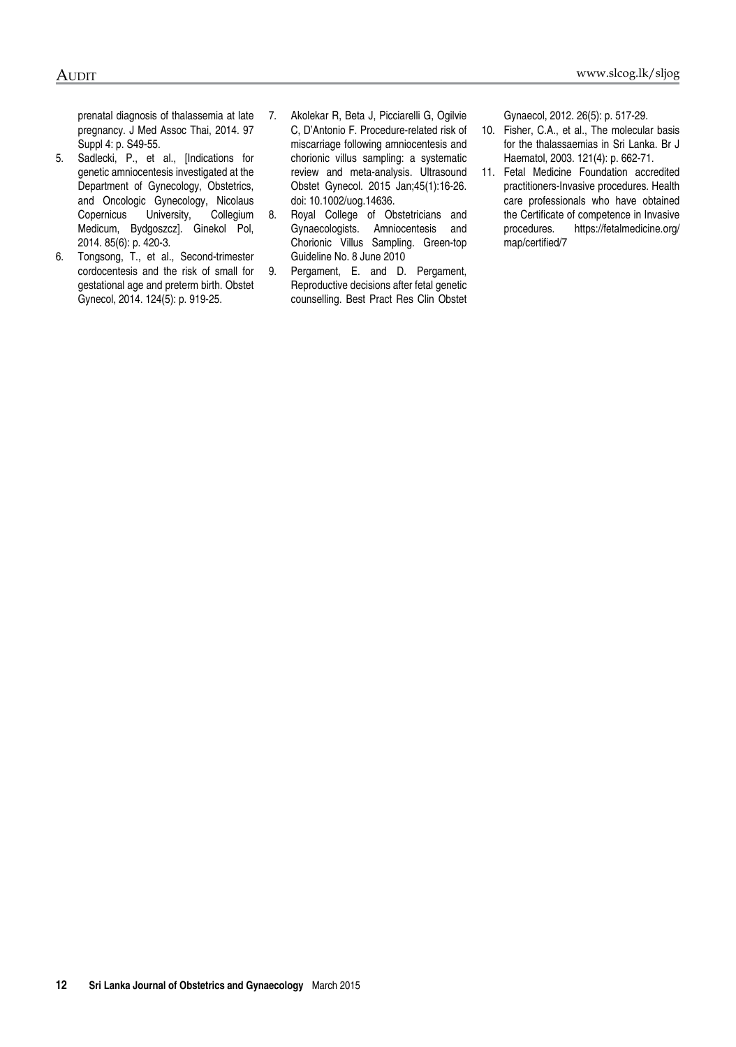prenatal diagnosis of thalassemia at late pregnancy. J Med Assoc Thai, 2014. 97 Suppl 4: p. S49-55.

5. Sadlecki, P., et al., [Indications for genetic amniocentesis investigated at the Department of Gynecology, Obstetrics, and Oncologic Gynecology, Nicolaus Copernicus University, Collegium Medicum, Bydgoszcz]. Ginekol Pol, 2014. 85(6): p. 420-3.
6. Tongsong, T., et al., Second-trimester cordocentesis and the risk of small for gestational age and preterm birth. Obstet Gynecol, 2014. 124(5): p. 919-25.
7. Akolekar R, Beta J, Picciarelli G, Ogilvie C, D'Antonio F. Procedure-related risk of miscarriage following amniocentesis and chorionic villus sampling: a systematic review and meta-analysis. Ultrasound Obstet Gynecol. 2015 Jan;45(1):16-26. doi: 10.1002/uog.14636.
8. Royal College of Obstetricians and Gynaecologists. Amniocentesis and Chorionic Villus Sampling. Green-top Guideline No. 8 June 2010
9. Pergament, E. and D. Pergament, Reproductive decisions after fetal genetic counselling. Best Pract Res Clin Obstet Gynaecol, 2012. 26(5): p. 517-29.
10. Fisher, C.A., et al., The molecular basis for the thalassaemias in Sri Lanka. Br J Haematol, 2003. 121(4): p. 662-71.
11. Fetal Medicine Foundation accredited practitioners-Invasive procedures. Health care professionals who have obtained the Certificate of competence in Invasive procedures. https://fetalmedicine.org/map/certified/7